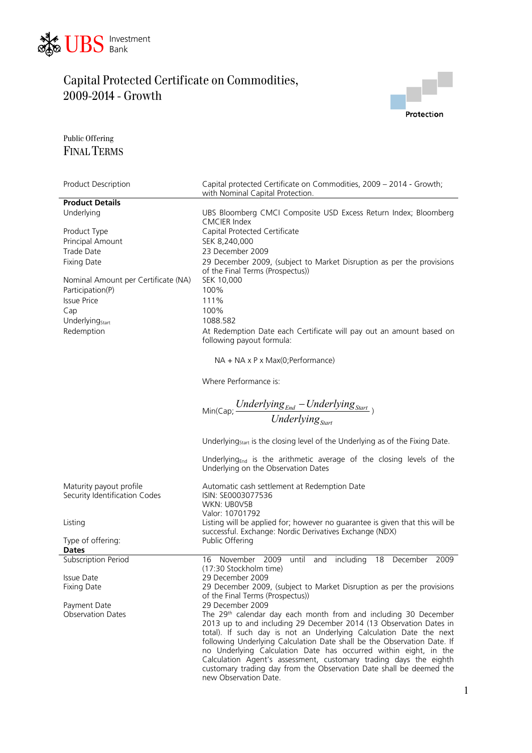UBS Investment Bank

# Capital Protected Certificate on Commodities, 2009-2014 - Growth

Protection

Public Offering

## FINAL TERMS

| | |
|---|---|
| Product Description | Capital protected Certificate on Commodities, 2009 – 2014 - Growth; with Nominal Capital Protection. |
| **Product Details** | |
| Underlying | UBS Bloomberg CMCI Composite USD Excess Return Index; Bloomberg CMCIER Index |
| Product Type | Capital Protected Certificate |
| Principal Amount | SEK 8,240,000 |
| Trade Date | 23 December 2009 |
| Fixing Date | 29 December 2009, (subject to Market Disruption as per the provisions of the Final Terms (Prospectus)) |
| Nominal Amount per Certificate (NA) | SEK 10,000 |
| Participation(P) | 100% |
| Issue Price | 111% |
| Cap | 100% |
| $Underlying_{Start}$ | 1088.582 |
| Redemption | At Redemption Date each Certificate will pay out an amount based on following payout formula:<br><br>NA + NA x P x Max(0;Performance)<br><br>Where Performance is:<br><br>$\text{Min}(\text{Cap}; \frac{Underlying_{End} - Underlying_{Start}}{Underlying_{Start}})$<br><br>$Underlying_{Start}$ is the closing level of the Underlying as of the Fixing Date.<br><br>$Underlying_{End}$ is the arithmetic average of the closing levels of the Underlying on the Observation Dates |
| Maturity payout profile | Automatic cash settlement at Redemption Date |
| Security Identification Codes | ISIN: SE0003077536<br>WKN: UB0V5B<br>Valor: 10701792 |
| Listing | Listing will be applied for; however no guarantee is given that this will be successful. Exchange: Nordic Derivatives Exchange (NDX) |
| Type of offering: | Public Offering |
| **Dates** | |
| Subscription Period | 16 November 2009 until and including 18 December 2009 (17:30 Stockholm time) |
| Issue Date | 29 December 2009 |
| Fixing Date | 29 December 2009, (subject to Market Disruption as per the provisions of the Final Terms (Prospectus)) |
| Payment Date | 29 December 2009 |
| Observation Dates | The 29th calendar day each month from and including 30 December 2013 up to and including 29 December 2014 (13 Observation Dates in total). If such day is not an Underlying Calculation Date the next following Underlying Calculation Date shall be the Observation Date. If no Underlying Calculation Date has occurred within eight, in the Calculation Agent's assessment, customary trading days the eighth customary trading day from the Observation Date shall be deemed the new Observation Date. |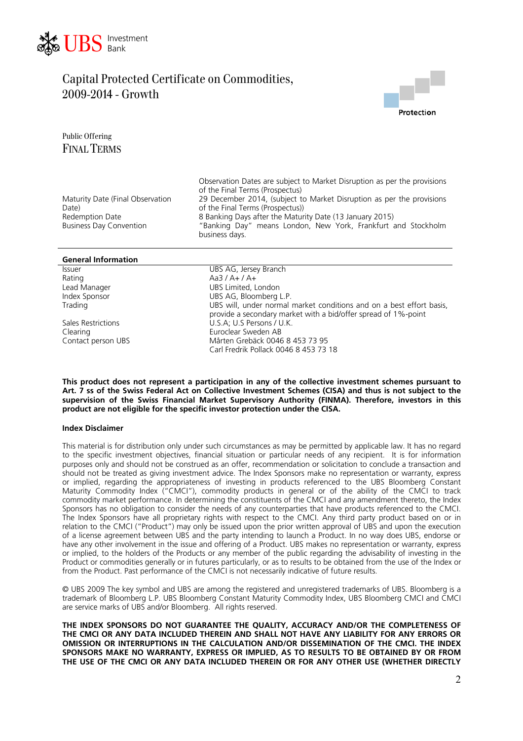# Capital Protected Certificate on Commodities, 2009-2014 - Growth

Public Offering

FINAL TERMS

| | |
|---|---|
| | Observation Dates are subject to Market Disruption as per the provisions of the Final Terms (Prospectus) |
| Maturity Date (Final Observation Date) | 29 December 2014, (subject to Market Disruption as per the provisions of the Final Terms (Prospectus)) |
| Redemption Date | 8 Banking Days after the Maturity Date (13 January 2015) |
| Business Day Convention | "Banking Day" means London, New York, Frankfurt and Stockholm business days. |

**General Information**

| | |
|---|---|
| Issuer | UBS AG, Jersey Branch |
| Rating | Aa3 / A+ / A+ |
| Lead Manager | UBS Limited, London |
| Index Sponsor | UBS AG, Bloomberg L.P. |
| Trading | UBS will, under normal market conditions and on a best effort basis, provide a secondary market with a bid/offer spread of 1%-point |
| Sales Restrictions | U.S.A; U.S Persons / U.K. |
| Clearing | Euroclear Sweden AB |
| Contact person UBS | Mårten Grebäck 0046 8 453 73 95<br>Carl Fredrik Pollack 0046 8 453 73 18 |

**This product does not represent a participation in any of the collective investment schemes pursuant to Art. 7 ss of the Swiss Federal Act on Collective Investment Schemes (CISA) and thus is not subject to the supervision of the Swiss Financial Market Supervisory Authority (FINMA). Therefore, investors in this product are not eligible for the specific investor protection under the CISA.**

**Index Disclaimer**

This material is for distribution only under such circumstances as may be permitted by applicable law. It has no regard to the specific investment objectives, financial situation or particular needs of any recipient. It is for information purposes only and should not be construed as an offer, recommendation or solicitation to conclude a transaction and should not be treated as giving investment advice. The Index Sponsors make no representation or warranty, express or implied, regarding the appropriateness of investing in products referenced to the UBS Bloomberg Constant Maturity Commodity Index ("CMCI"), commodity products in general or of the ability of the CMCI to track commodity market performance. In determining the constituents of the CMCI and any amendment thereto, the Index Sponsors has no obligation to consider the needs of any counterparties that have products referenced to the CMCI. The Index Sponsors have all proprietary rights with respect to the CMCI. Any third party product based on or in relation to the CMCI ("Product") may only be issued upon the prior written approval of UBS and upon the execution of a license agreement between UBS and the party intending to launch a Product. In no way does UBS, endorse or have any other involvement in the issue and offering of a Product. UBS makes no representation or warranty, express or implied, to the holders of the Products or any member of the public regarding the advisability of investing in the Product or commodities generally or in futures particularly, or as to results to be obtained from the use of the Index or from the Product. Past performance of the CMCI is not necessarily indicative of future results.

© UBS 2009 The key symbol and UBS are among the registered and unregistered trademarks of UBS. Bloomberg is a trademark of Bloomberg L.P. UBS Bloomberg Constant Maturity Commodity Index, UBS Bloomberg CMCI and CMCI are service marks of UBS and/or Bloomberg. All rights reserved.

**THE INDEX SPONSORS DO NOT GUARANTEE THE QUALITY, ACCURACY AND/OR THE COMPLETENESS OF THE CMCI OR ANY DATA INCLUDED THEREIN AND SHALL NOT HAVE ANY LIABILITY FOR ANY ERRORS OR OMISSION OR INTERRUPTIONS IN THE CALCULATION AND/OR DISSEMINATION OF THE CMCI. THE INDEX SPONSORS MAKE NO WARRANTY, EXPRESS OR IMPLIED, AS TO RESULTS TO BE OBTAINED BY OR FROM THE USE OF THE CMCI OR ANY DATA INCLUDED THEREIN OR FOR ANY OTHER USE (WHETHER DIRECTLY**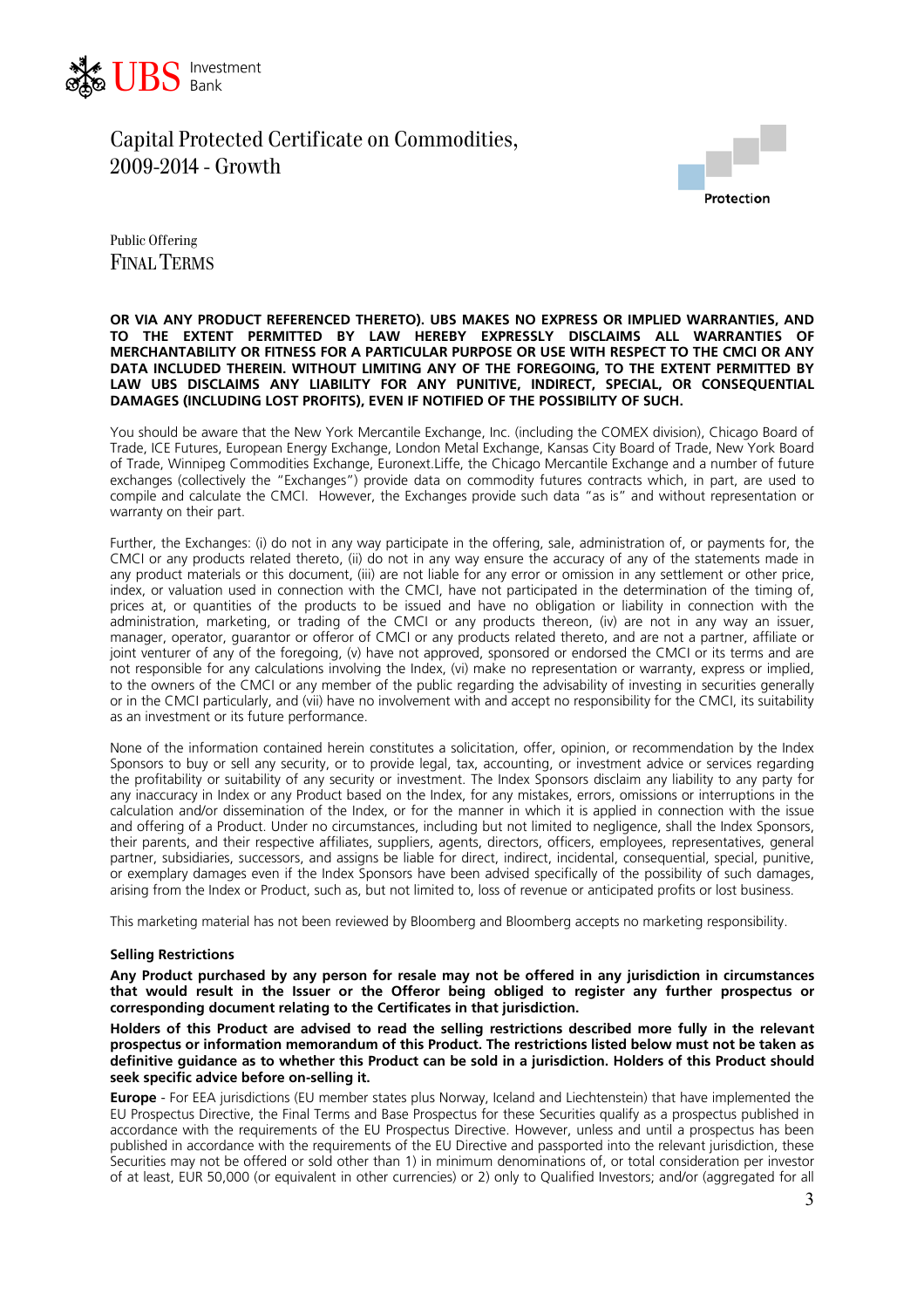**OR VIA ANY PRODUCT REFERENCED THERETO). UBS MAKES NO EXPRESS OR IMPLIED WARRANTIES, AND TO THE EXTENT PERMITTED BY LAW HEREBY EXPRESSLY DISCLAIMS ALL WARRANTIES OF MERCHANTABILITY OR FITNESS FOR A PARTICULAR PURPOSE OR USE WITH RESPECT TO THE CMCI OR ANY DATA INCLUDED THEREIN. WITHOUT LIMITING ANY OF THE FOREGOING, TO THE EXTENT PERMITTED BY LAW UBS DISCLAIMS ANY LIABILITY FOR ANY PUNITIVE, INDIRECT, SPECIAL, OR CONSEQUENTIAL DAMAGES (INCLUDING LOST PROFITS), EVEN IF NOTIFIED OF THE POSSIBILITY OF SUCH.**

You should be aware that the New York Mercantile Exchange, Inc. (including the COMEX division), Chicago Board of Trade, ICE Futures, European Energy Exchange, London Metal Exchange, Kansas City Board of Trade, New York Board of Trade, Winnipeg Commodities Exchange, Euronext.Liffe, the Chicago Mercantile Exchange and a number of future exchanges (collectively the "Exchanges") provide data on commodity futures contracts which, in part, are used to compile and calculate the CMCI. However, the Exchanges provide such data "as is" and without representation or warranty on their part.

Further, the Exchanges: (i) do not in any way participate in the offering, sale, administration of, or payments for, the CMCI or any products related thereto, (ii) do not in any way ensure the accuracy of any of the statements made in any product materials or this document, (iii) are not liable for any error or omission in any settlement or other price, index, or valuation used in connection with the CMCI, have not participated in the determination of the timing of, prices at, or quantities of the products to be issued and have no obligation or liability in connection with the administration, marketing, or trading of the CMCI or any products thereon, (iv) are not in any way an issuer, manager, operator, guarantor or offeror of CMCI or any products related thereto, and are not a partner, affiliate or joint venturer of any of the foregoing, (v) have not approved, sponsored or endorsed the CMCI or its terms and are not responsible for any calculations involving the Index, (vi) make no representation or warranty, express or implied, to the owners of the CMCI or any member of the public regarding the advisability of investing in securities generally or in the CMCI particularly, and (vii) have no involvement with and accept no responsibility for the CMCI, its suitability as an investment or its future performance.

None of the information contained herein constitutes a solicitation, offer, opinion, or recommendation by the Index Sponsors to buy or sell any security, or to provide legal, tax, accounting, or investment advice or services regarding the profitability or suitability of any security or investment. The Index Sponsors disclaim any liability to any party for any inaccuracy in Index or any Product based on the Index, for any mistakes, errors, omissions or interruptions in the calculation and/or dissemination of the Index, or for the manner in which it is applied in connection with the issue and offering of a Product. Under no circumstances, including but not limited to negligence, shall the Index Sponsors, their parents, and their respective affiliates, suppliers, agents, directors, officers, employees, representatives, general partner, subsidiaries, successors, and assigns be liable for direct, indirect, incidental, consequential, special, punitive, or exemplary damages even if the Index Sponsors have been advised specifically of the possibility of such damages, arising from the Index or Product, such as, but not limited to, loss of revenue or anticipated profits or lost business.

This marketing material has not been reviewed by Bloomberg and Bloomberg accepts no marketing responsibility.

**Selling Restrictions**

**Any Product purchased by any person for resale may not be offered in any jurisdiction in circumstances that would result in the Issuer or the Offeror being obliged to register any further prospectus or corresponding document relating to the Certificates in that jurisdiction.**

**Holders of this Product are advised to read the selling restrictions described more fully in the relevant prospectus or information memorandum of this Product. The restrictions listed below must not be taken as definitive guidance as to whether this Product can be sold in a jurisdiction. Holders of this Product should seek specific advice before on-selling it.**

**Europe** - For EEA jurisdictions (EU member states plus Norway, Iceland and Liechtenstein) that have implemented the EU Prospectus Directive, the Final Terms and Base Prospectus for these Securities qualify as a prospectus published in accordance with the requirements of the EU Prospectus Directive. However, unless and until a prospectus has been published in accordance with the requirements of the EU Directive and passported into the relevant jurisdiction, these Securities may not be offered or sold other than 1) in minimum denominations of, or total consideration per investor of at least, EUR 50,000 (or equivalent in other currencies) or 2) only to Qualified Investors; and/or (aggregated for all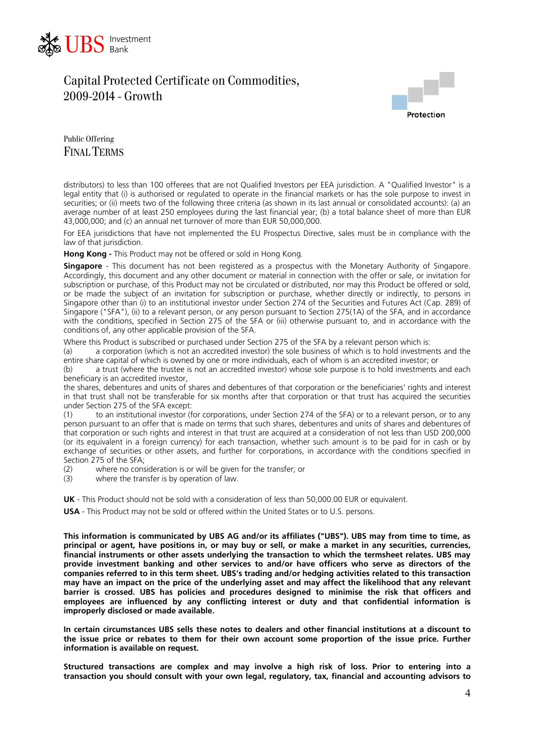distributors) to less than 100 offerees that are not Qualified Investors per EEA jurisdiction. A "Qualified Investor" is a legal entity that (i) is authorised or regulated to operate in the financial markets or has the sole purpose to invest in securities; or (ii) meets two of the following three criteria (as shown in its last annual or consolidated accounts): (a) an average number of at least 250 employees during the last financial year; (b) a total balance sheet of more than EUR 43,000,000; and (c) an annual net turnover of more than EUR 50,000,000.

For EEA jurisdictions that have not implemented the EU Prospectus Directive, sales must be in compliance with the law of that jurisdiction.

**Hong Kong -** This Product may not be offered or sold in Hong Kong.

**Singapore** - This document has not been registered as a prospectus with the Monetary Authority of Singapore. Accordingly, this document and any other document or material in connection with the offer or sale, or invitation for subscription or purchase, of this Product may not be circulated or distributed, nor may this Product be offered or sold, or be made the subject of an invitation for subscription or purchase, whether directly or indirectly, to persons in Singapore other than (i) to an institutional investor under Section 274 of the Securities and Futures Act (Cap. 289) of Singapore ("SFA"), (ii) to a relevant person, or any person pursuant to Section 275(1A) of the SFA, and in accordance with the conditions, specified in Section 275 of the SFA or (iii) otherwise pursuant to, and in accordance with the conditions of, any other applicable provision of the SFA.

Where this Product is subscribed or purchased under Section 275 of the SFA by a relevant person which is:

(a) a corporation (which is not an accredited investor) the sole business of which is to hold investments and the entire share capital of which is owned by one or more individuals, each of whom is an accredited investor; or

(b) a trust (where the trustee is not an accredited investor) whose sole purpose is to hold investments and each beneficiary is an accredited investor,

the shares, debentures and units of shares and debentures of that corporation or the beneficiaries' rights and interest in that trust shall not be transferable for six months after that corporation or that trust has acquired the securities under Section 275 of the SFA except:

(1) to an institutional investor (for corporations, under Section 274 of the SFA) or to a relevant person, or to any person pursuant to an offer that is made on terms that such shares, debentures and units of shares and debentures of that corporation or such rights and interest in that trust are acquired at a consideration of not less than USD 200,000 (or its equivalent in a foreign currency) for each transaction, whether such amount is to be paid for in cash or by exchange of securities or other assets, and further for corporations, in accordance with the conditions specified in Section 275 of the SFA;

(2) where no consideration is or will be given for the transfer; or

(3) where the transfer is by operation of law.

**UK** - This Product should not be sold with a consideration of less than 50,000.00 EUR or equivalent.

**USA** - This Product may not be sold or offered within the United States or to U.S. persons.

**This information is communicated by UBS AG and/or its affiliates ("UBS"). UBS may from time to time, as principal or agent, have positions in, or may buy or sell, or make a market in any securities, currencies, financial instruments or other assets underlying the transaction to which the termsheet relates. UBS may provide investment banking and other services to and/or have officers who serve as directors of the companies referred to in this term sheet. UBS's trading and/or hedging activities related to this transaction may have an impact on the price of the underlying asset and may affect the likelihood that any relevant barrier is crossed. UBS has policies and procedures designed to minimise the risk that officers and employees are influenced by any conflicting interest or duty and that confidential information is improperly disclosed or made available.**

**In certain circumstances UBS sells these notes to dealers and other financial institutions at a discount to the issue price or rebates to them for their own account some proportion of the issue price. Further information is available on request.**

**Structured transactions are complex and may involve a high risk of loss. Prior to entering into a transaction you should consult with your own legal, regulatory, tax, financial and accounting advisors to**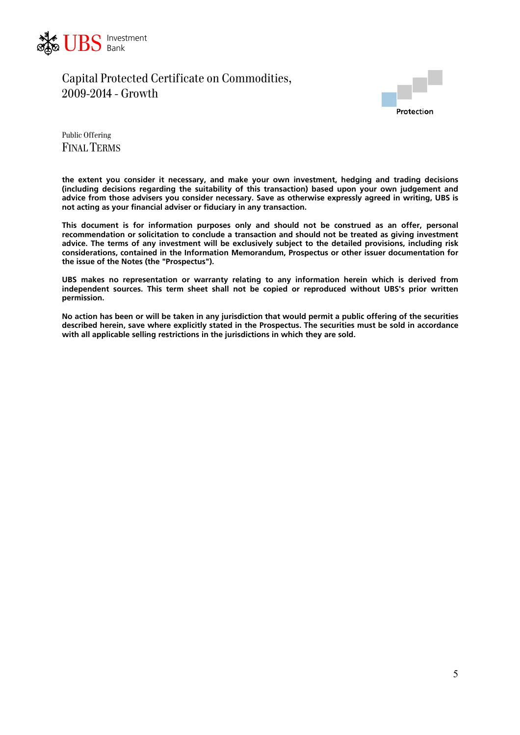**the extent you consider it necessary, and make your own investment, hedging and trading decisions (including decisions regarding the suitability of this transaction) based upon your own judgement and advice from those advisers you consider necessary. Save as otherwise expressly agreed in writing, UBS is not acting as your financial adviser or fiduciary in any transaction.**

**This document is for information purposes only and should not be construed as an offer, personal recommendation or solicitation to conclude a transaction and should not be treated as giving investment advice. The terms of any investment will be exclusively subject to the detailed provisions, including risk considerations, contained in the Information Memorandum, Prospectus or other issuer documentation for the issue of the Notes (the "Prospectus").**

**UBS makes no representation or warranty relating to any information herein which is derived from independent sources. This term sheet shall not be copied or reproduced without UBS's prior written permission.**

**No action has been or will be taken in any jurisdiction that would permit a public offering of the securities described herein, save where explicitly stated in the Prospectus. The securities must be sold in accordance with all applicable selling restrictions in the jurisdictions in which they are sold.**